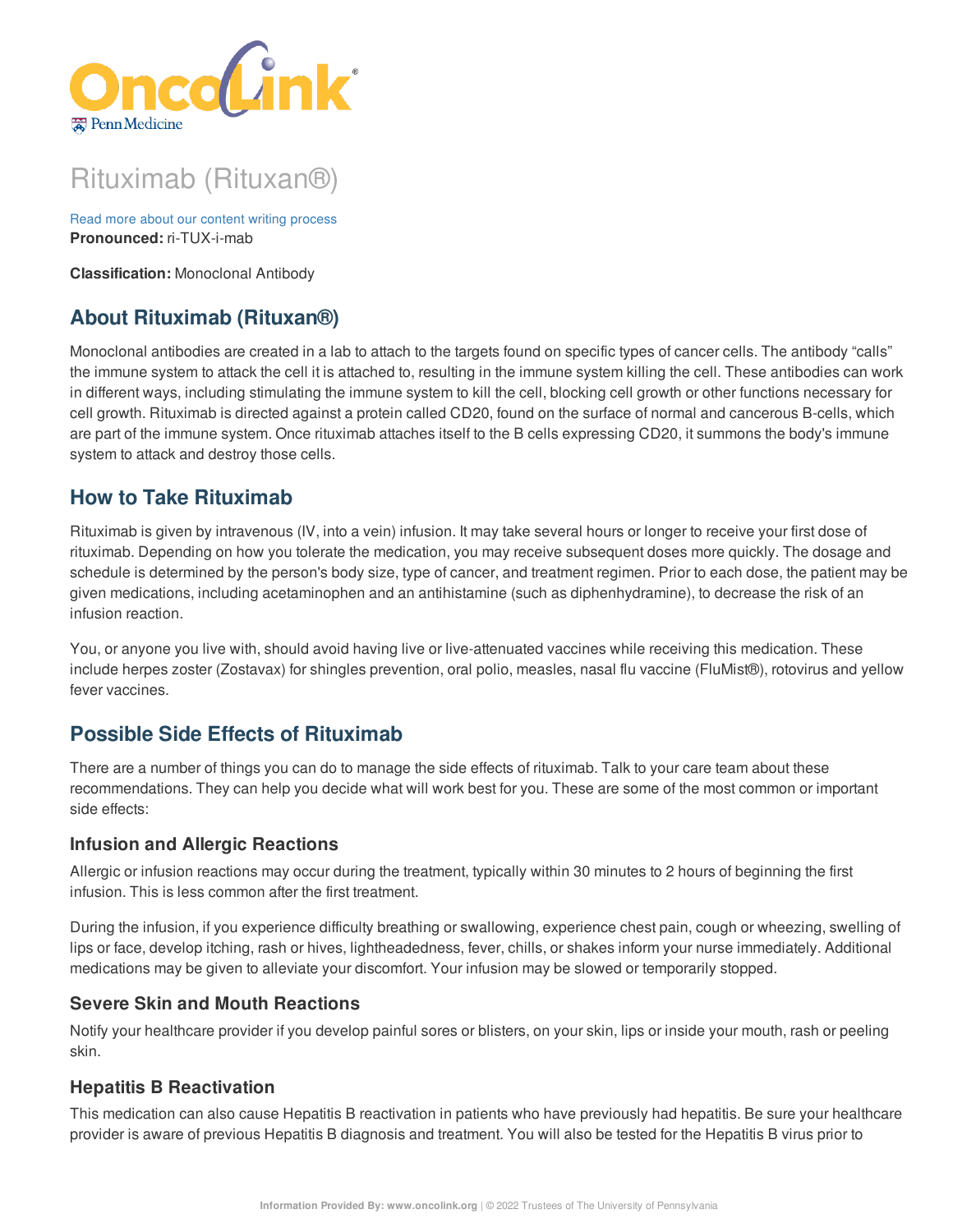# Rituximab (Rituxan®)

Read more about our content writing process

**Pronounced:** ri-TUX-i-mab

**Classification:** Monoclonal Antibody

## About Rituximab (Rituxan®)

Monoclonal antibodies are created in a lab to attach to the targets found on specific types of cancer cells. The antibody "calls" the immune system to attack the cell it is attached to, resulting in the immune system killing the cell. These antibodies can work in different ways, including stimulating the immune system to kill the cell, blocking cell growth or other functions necessary for cell growth. Rituximab is directed against a protein called CD20, found on the surface of normal and cancerous B-cells, which are part of the immune system. Once rituximab attaches itself to the B cells expressing CD20, it summons the body's immune system to attack and destroy those cells.

## How to Take Rituximab

Rituximab is given by intravenous (IV, into a vein) infusion. It may take several hours or longer to receive your first dose of rituximab. Depending on how you tolerate the medication, you may receive subsequent doses more quickly. The dosage and schedule is determined by the person's body size, type of cancer, and treatment regimen. Prior to each dose, the patient may be given medications, including acetaminophen and an antihistamine (such as diphenhydramine), to decrease the risk of an infusion reaction.

You, or anyone you live with, should avoid having live or live-attenuated vaccines while receiving this medication. These include herpes zoster (Zostavax) for shingles prevention, oral polio, measles, nasal flu vaccine (FluMist®), rotovirus and yellow fever vaccines.

## Possible Side Effects of Rituximab

There are a number of things you can do to manage the side effects of rituximab. Talk to your care team about these recommendations. They can help you decide what will work best for you. These are some of the most common or important side effects:

### Infusion and Allergic Reactions

Allergic or infusion reactions may occur during the treatment, typically within 30 minutes to 2 hours of beginning the first infusion. This is less common after the first treatment.

During the infusion, if you experience difficulty breathing or swallowing, experience chest pain, cough or wheezing, swelling of lips or face, develop itching, rash or hives, lightheadedness, fever, chills, or shakes inform your nurse immediately. Additional medications may be given to alleviate your discomfort. Your infusion may be slowed or temporarily stopped.

### Severe Skin and Mouth Reactions

Notify your healthcare provider if you develop painful sores or blisters, on your skin, lips or inside your mouth, rash or peeling skin.

### Hepatitis B Reactivation

This medication can also cause Hepatitis B reactivation in patients who have previously had hepatitis. Be sure your healthcare provider is aware of previous Hepatitis B diagnosis and treatment. You will also be tested for the Hepatitis B virus prior to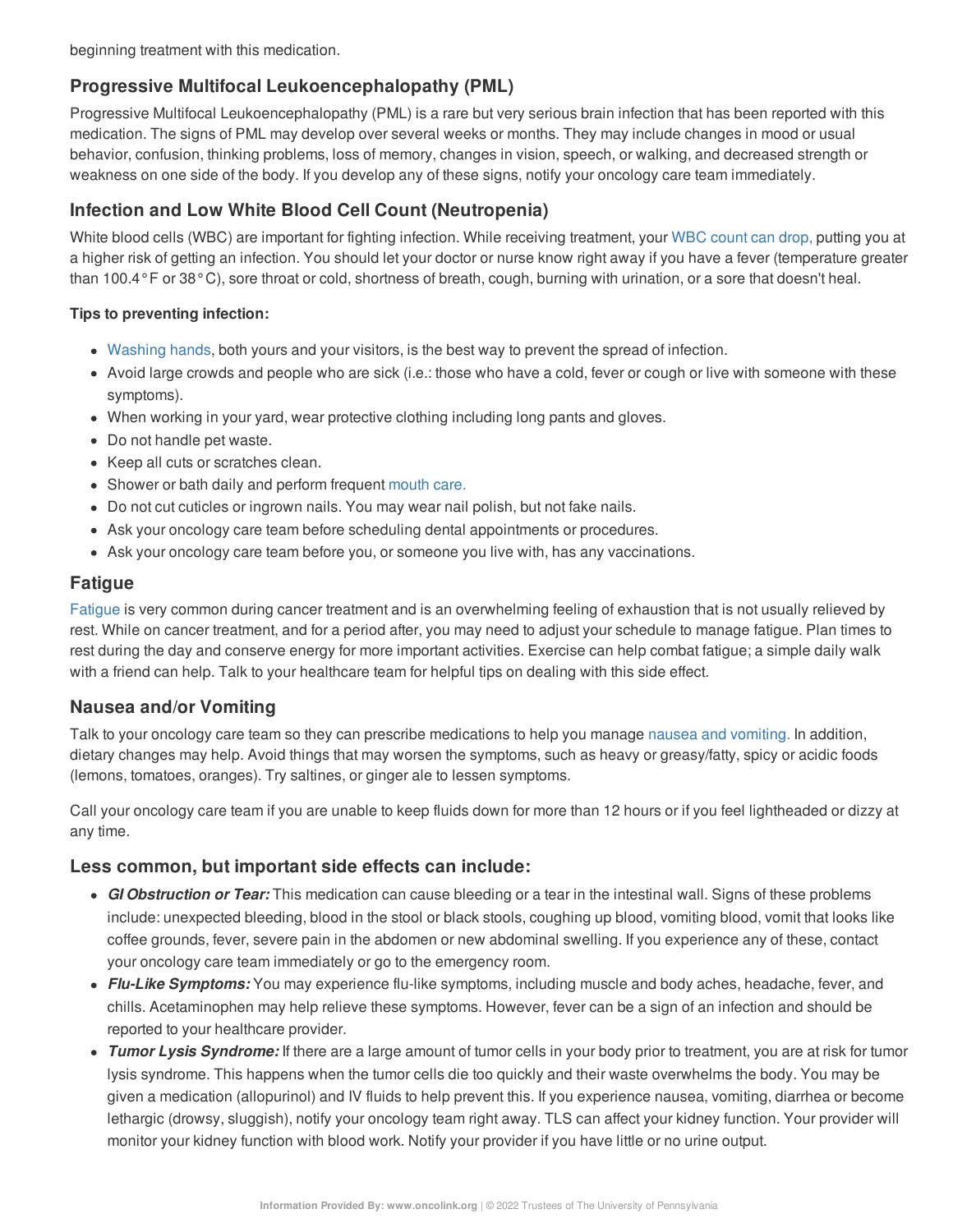beginning treatment with this medication.

## Progressive Multifocal Leukoencephalopathy (PML)

Progressive Multifocal Leukoencephalopathy (PML) is a rare but very serious brain infection that has been reported with this medication. The signs of PML may develop over several weeks or months. They may include changes in mood or usual behavior, confusion, thinking problems, loss of memory, changes in vision, speech, or walking, and decreased strength or weakness on one side of the body. If you develop any of these signs, notify your oncology care team immediately.

## Infection and Low White Blood Cell Count (Neutropenia)

White blood cells (WBC) are important for fighting infection. While receiving treatment, your WBC count can drop, putting you at a higher risk of getting an infection. You should let your doctor or nurse know right away if you have a fever (temperature greater than 100.4°F or 38°C), sore throat or cold, shortness of breath, cough, burning with urination, or a sore that doesn't heal.

**Tips to preventing infection:**

- Washing hands, both yours and your visitors, is the best way to prevent the spread of infection.
- Avoid large crowds and people who are sick (i.e.: those who have a cold, fever or cough or live with someone with these symptoms).
- When working in your yard, wear protective clothing including long pants and gloves.
- Do not handle pet waste.
- Keep all cuts or scratches clean.
- Shower or bath daily and perform frequent mouth care.
- Do not cut cuticles or ingrown nails. You may wear nail polish, but not fake nails.
- Ask your oncology care team before scheduling dental appointments or procedures.
- Ask your oncology care team before you, or someone you live with, has any vaccinations.

## Fatigue

Fatigue is very common during cancer treatment and is an overwhelming feeling of exhaustion that is not usually relieved by rest. While on cancer treatment, and for a period after, you may need to adjust your schedule to manage fatigue. Plan times to rest during the day and conserve energy for more important activities. Exercise can help combat fatigue; a simple daily walk with a friend can help. Talk to your healthcare team for helpful tips on dealing with this side effect.

## Nausea and/or Vomiting

Talk to your oncology care team so they can prescribe medications to help you manage nausea and vomiting. In addition, dietary changes may help. Avoid things that may worsen the symptoms, such as heavy or greasy/fatty, spicy or acidic foods (lemons, tomatoes, oranges). Try saltines, or ginger ale to lessen symptoms.

Call your oncology care team if you are unable to keep fluids down for more than 12 hours or if you feel lightheaded or dizzy at any time.

## Less common, but important side effects can include:

- ***GI Obstruction or Tear:*** This medication can cause bleeding or a tear in the intestinal wall. Signs of these problems include: unexpected bleeding, blood in the stool or black stools, coughing up blood, vomiting blood, vomit that looks like coffee grounds, fever, severe pain in the abdomen or new abdominal swelling. If you experience any of these, contact your oncology care team immediately or go to the emergency room.
- ***Flu-Like Symptoms:*** You may experience flu-like symptoms, including muscle and body aches, headache, fever, and chills. Acetaminophen may help relieve these symptoms. However, fever can be a sign of an infection and should be reported to your healthcare provider.
- ***Tumor Lysis Syndrome:*** If there are a large amount of tumor cells in your body prior to treatment, you are at risk for tumor lysis syndrome. This happens when the tumor cells die too quickly and their waste overwhelms the body. You may be given a medication (allopurinol) and IV fluids to help prevent this. If you experience nausea, vomiting, diarrhea or become lethargic (drowsy, sluggish), notify your oncology team right away. TLS can affect your kidney function. Your provider will monitor your kidney function with blood work. Notify your provider if you have little or no urine output.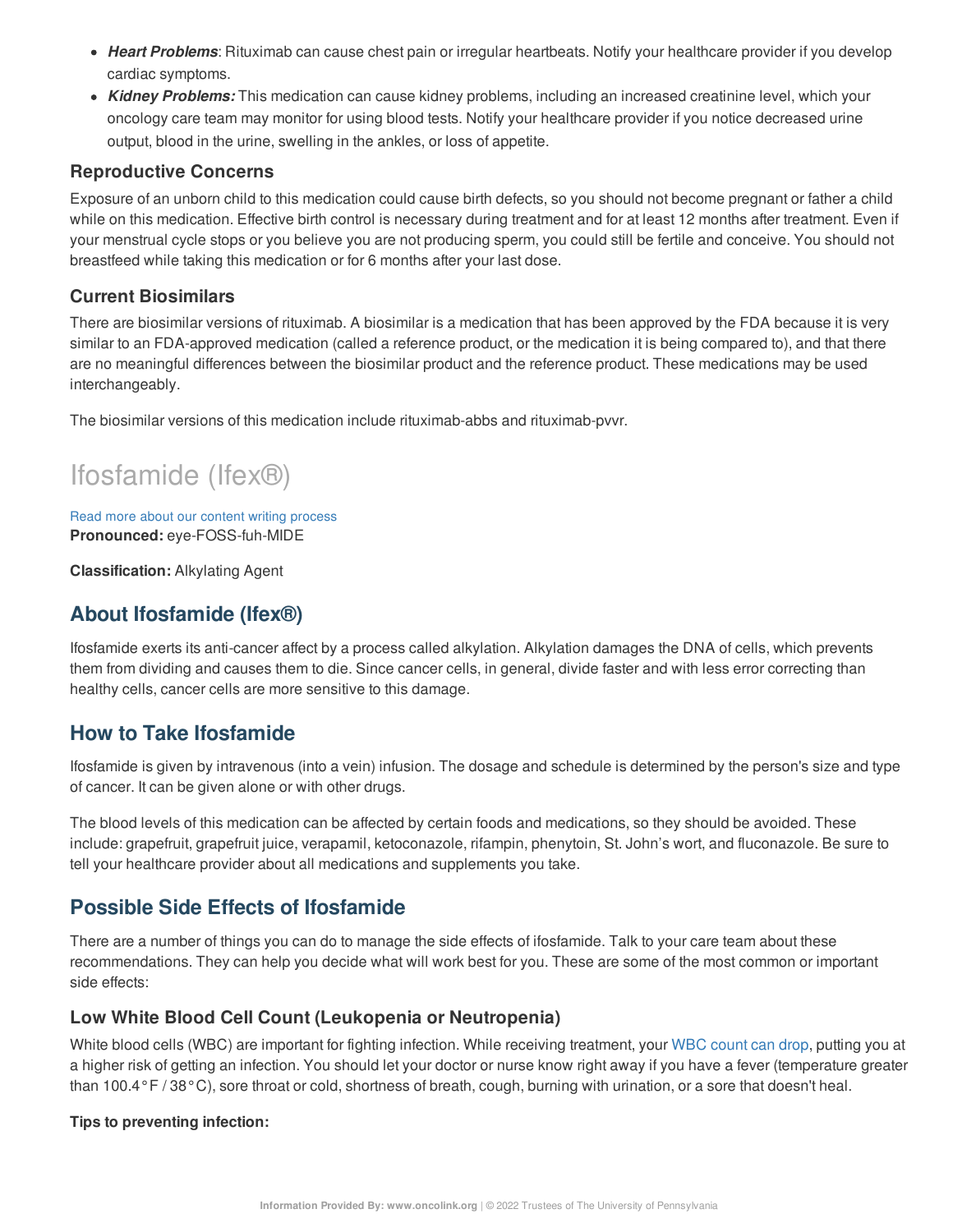- ***Heart Problems***: Rituximab can cause chest pain or irregular heartbeats. Notify your healthcare provider if you develop cardiac symptoms.
- ***Kidney Problems:*** This medication can cause kidney problems, including an increased creatinine level, which your oncology care team may monitor for using blood tests. Notify your healthcare provider if you notice decreased urine output, blood in the urine, swelling in the ankles, or loss of appetite.

### Reproductive Concerns

Exposure of an unborn child to this medication could cause birth defects, so you should not become pregnant or father a child while on this medication. Effective birth control is necessary during treatment and for at least 12 months after treatment. Even if your menstrual cycle stops or you believe you are not producing sperm, you could still be fertile and conceive. You should not breastfeed while taking this medication or for 6 months after your last dose.

### Current Biosimilars

There are biosimilar versions of rituximab. A biosimilar is a medication that has been approved by the FDA because it is very similar to an FDA-approved medication (called a reference product, or the medication it is being compared to), and that there are no meaningful differences between the biosimilar product and the reference product. These medications may be used interchangeably.

The biosimilar versions of this medication include rituximab-abbs and rituximab-pvvr.

# Ifosfamide (Ifex®)

Read more about our content writing process
**Pronounced:** eye-FOSS-fuh-MIDE

**Classification:** Alkylating Agent

## About Ifosfamide (Ifex®)

Ifosfamide exerts its anti-cancer affect by a process called alkylation. Alkylation damages the DNA of cells, which prevents them from dividing and causes them to die. Since cancer cells, in general, divide faster and with less error correcting than healthy cells, cancer cells are more sensitive to this damage.

## How to Take Ifosfamide

Ifosfamide is given by intravenous (into a vein) infusion. The dosage and schedule is determined by the person's size and type of cancer. It can be given alone or with other drugs.

The blood levels of this medication can be affected by certain foods and medications, so they should be avoided. These include: grapefruit, grapefruit juice, verapamil, ketoconazole, rifampin, phenytoin, St. John's wort, and fluconazole. Be sure to tell your healthcare provider about all medications and supplements you take.

## Possible Side Effects of Ifosfamide

There are a number of things you can do to manage the side effects of ifosfamide. Talk to your care team about these recommendations. They can help you decide what will work best for you. These are some of the most common or important side effects:

### Low White Blood Cell Count (Leukopenia or Neutropenia)

White blood cells (WBC) are important for fighting infection. While receiving treatment, your WBC count can drop, putting you at a higher risk of getting an infection. You should let your doctor or nurse know right away if you have a fever (temperature greater than 100.4°F / 38°C), sore throat or cold, shortness of breath, cough, burning with urination, or a sore that doesn't heal.

**Tips to preventing infection:**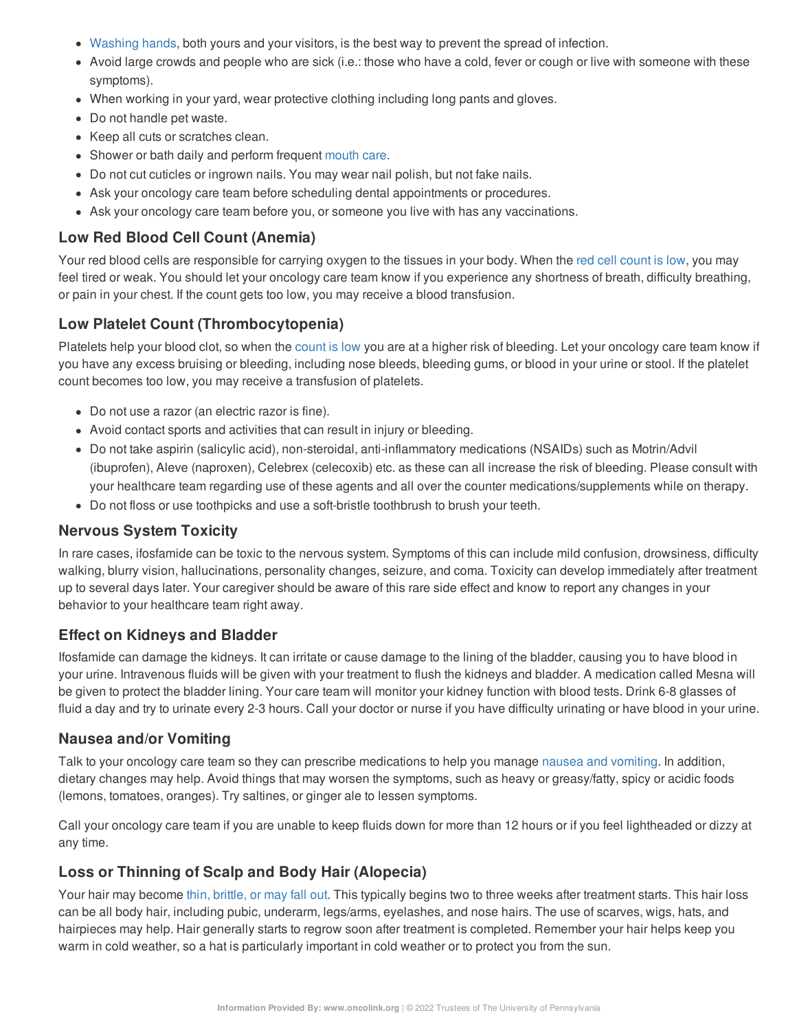- Washing hands, both yours and your visitors, is the best way to prevent the spread of infection.
- Avoid large crowds and people who are sick (i.e.: those who have a cold, fever or cough or live with someone with these symptoms).
- When working in your yard, wear protective clothing including long pants and gloves.
- Do not handle pet waste.
- Keep all cuts or scratches clean.
- Shower or bath daily and perform frequent mouth care.
- Do not cut cuticles or ingrown nails. You may wear nail polish, but not fake nails.
- Ask your oncology care team before scheduling dental appointments or procedures.
- Ask your oncology care team before you, or someone you live with has any vaccinations.

### Low Red Blood Cell Count (Anemia)

Your red blood cells are responsible for carrying oxygen to the tissues in your body. When the red cell count is low, you may feel tired or weak. You should let your oncology care team know if you experience any shortness of breath, difficulty breathing, or pain in your chest. If the count gets too low, you may receive a blood transfusion.

### Low Platelet Count (Thrombocytopenia)

Platelets help your blood clot, so when the count is low you are at a higher risk of bleeding. Let your oncology care team know if you have any excess bruising or bleeding, including nose bleeds, bleeding gums, or blood in your urine or stool. If the platelet count becomes too low, you may receive a transfusion of platelets.

- Do not use a razor (an electric razor is fine).
- Avoid contact sports and activities that can result in injury or bleeding.
- Do not take aspirin (salicylic acid), non-steroidal, anti-inflammatory medications (NSAIDs) such as Motrin/Advil (ibuprofen), Aleve (naproxen), Celebrex (celecoxib) etc. as these can all increase the risk of bleeding. Please consult with your healthcare team regarding use of these agents and all over the counter medications/supplements while on therapy.
- Do not floss or use toothpicks and use a soft-bristle toothbrush to brush your teeth.

### Nervous System Toxicity

In rare cases, ifosfamide can be toxic to the nervous system. Symptoms of this can include mild confusion, drowsiness, difficulty walking, blurry vision, hallucinations, personality changes, seizure, and coma. Toxicity can develop immediately after treatment up to several days later. Your caregiver should be aware of this rare side effect and know to report any changes in your behavior to your healthcare team right away.

### Effect on Kidneys and Bladder

Ifosfamide can damage the kidneys. It can irritate or cause damage to the lining of the bladder, causing you to have blood in your urine. Intravenous fluids will be given with your treatment to flush the kidneys and bladder. A medication called Mesna will be given to protect the bladder lining. Your care team will monitor your kidney function with blood tests. Drink 6-8 glasses of fluid a day and try to urinate every 2-3 hours. Call your doctor or nurse if you have difficulty urinating or have blood in your urine.

### Nausea and/or Vomiting

Talk to your oncology care team so they can prescribe medications to help you manage nausea and vomiting. In addition, dietary changes may help. Avoid things that may worsen the symptoms, such as heavy or greasy/fatty, spicy or acidic foods (lemons, tomatoes, oranges). Try saltines, or ginger ale to lessen symptoms.

Call your oncology care team if you are unable to keep fluids down for more than 12 hours or if you feel lightheaded or dizzy at any time.

### Loss or Thinning of Scalp and Body Hair (Alopecia)

Your hair may become thin, brittle, or may fall out. This typically begins two to three weeks after treatment starts. This hair loss can be all body hair, including pubic, underarm, legs/arms, eyelashes, and nose hairs. The use of scarves, wigs, hats, and hairpieces may help. Hair generally starts to regrow soon after treatment is completed. Remember your hair helps keep you warm in cold weather, so a hat is particularly important in cold weather or to protect you from the sun.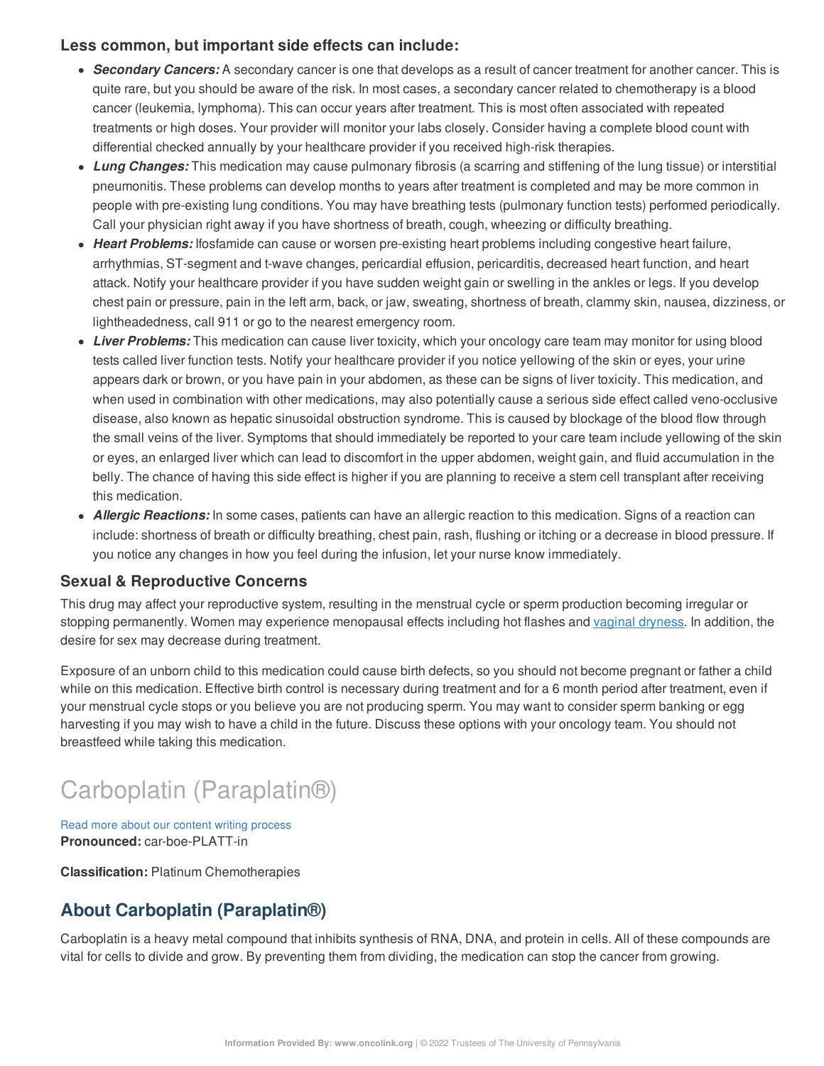### Less common, but important side effects can include:

- ***Secondary Cancers:*** A secondary cancer is one that develops as a result of cancer treatment for another cancer. This is quite rare, but you should be aware of the risk. In most cases, a secondary cancer related to chemotherapy is a blood cancer (leukemia, lymphoma). This can occur years after treatment. This is most often associated with repeated treatments or high doses. Your provider will monitor your labs closely. Consider having a complete blood count with differential checked annually by your healthcare provider if you received high-risk therapies.
- ***Lung Changes:*** This medication may cause pulmonary fibrosis (a scarring and stiffening of the lung tissue) or interstitial pneumonitis. These problems can develop months to years after treatment is completed and may be more common in people with pre-existing lung conditions. You may have breathing tests (pulmonary function tests) performed periodically. Call your physician right away if you have shortness of breath, cough, wheezing or difficulty breathing.
- ***Heart Problems:*** Ifosfamide can cause or worsen pre-existing heart problems including congestive heart failure, arrhythmias, ST-segment and t-wave changes, pericardial effusion, pericarditis, decreased heart function, and heart attack. Notify your healthcare provider if you have sudden weight gain or swelling in the ankles or legs. If you develop chest pain or pressure, pain in the left arm, back, or jaw, sweating, shortness of breath, clammy skin, nausea, dizziness, or lightheadedness, call 911 or go to the nearest emergency room.
- ***Liver Problems:*** This medication can cause liver toxicity, which your oncology care team may monitor for using blood tests called liver function tests. Notify your healthcare provider if you notice yellowing of the skin or eyes, your urine appears dark or brown, or you have pain in your abdomen, as these can be signs of liver toxicity. This medication, and when used in combination with other medications, may also potentially cause a serious side effect called veno-occlusive disease, also known as hepatic sinusoidal obstruction syndrome. This is caused by blockage of the blood flow through the small veins of the liver. Symptoms that should immediately be reported to your care team include yellowing of the skin or eyes, an enlarged liver which can lead to discomfort in the upper abdomen, weight gain, and fluid accumulation in the belly. The chance of having this side effect is higher if you are planning to receive a stem cell transplant after receiving this medication.
- ***Allergic Reactions:*** In some cases, patients can have an allergic reaction to this medication. Signs of a reaction can include: shortness of breath or difficulty breathing, chest pain, rash, flushing or itching or a decrease in blood pressure. If you notice any changes in how you feel during the infusion, let your nurse know immediately.

### Sexual & Reproductive Concerns

This drug may affect your reproductive system, resulting in the menstrual cycle or sperm production becoming irregular or stopping permanently. Women may experience menopausal effects including hot flashes and vaginal dryness. In addition, the desire for sex may decrease during treatment.

Exposure of an unborn child to this medication could cause birth defects, so you should not become pregnant or father a child while on this medication. Effective birth control is necessary during treatment and for a 6 month period after treatment, even if your menstrual cycle stops or you believe you are not producing sperm. You may want to consider sperm banking or egg harvesting if you may wish to have a child in the future. Discuss these options with your oncology team. You should not breastfeed while taking this medication.

# Carboplatin (Paraplatin®)

Read more about our content writing process

**Pronounced:** car-boe-PLATT-in

**Classification:** Platinum Chemotherapies

## About Carboplatin (Paraplatin®)

Carboplatin is a heavy metal compound that inhibits synthesis of RNA, DNA, and protein in cells. All of these compounds are vital for cells to divide and grow. By preventing them from dividing, the medication can stop the cancer from growing.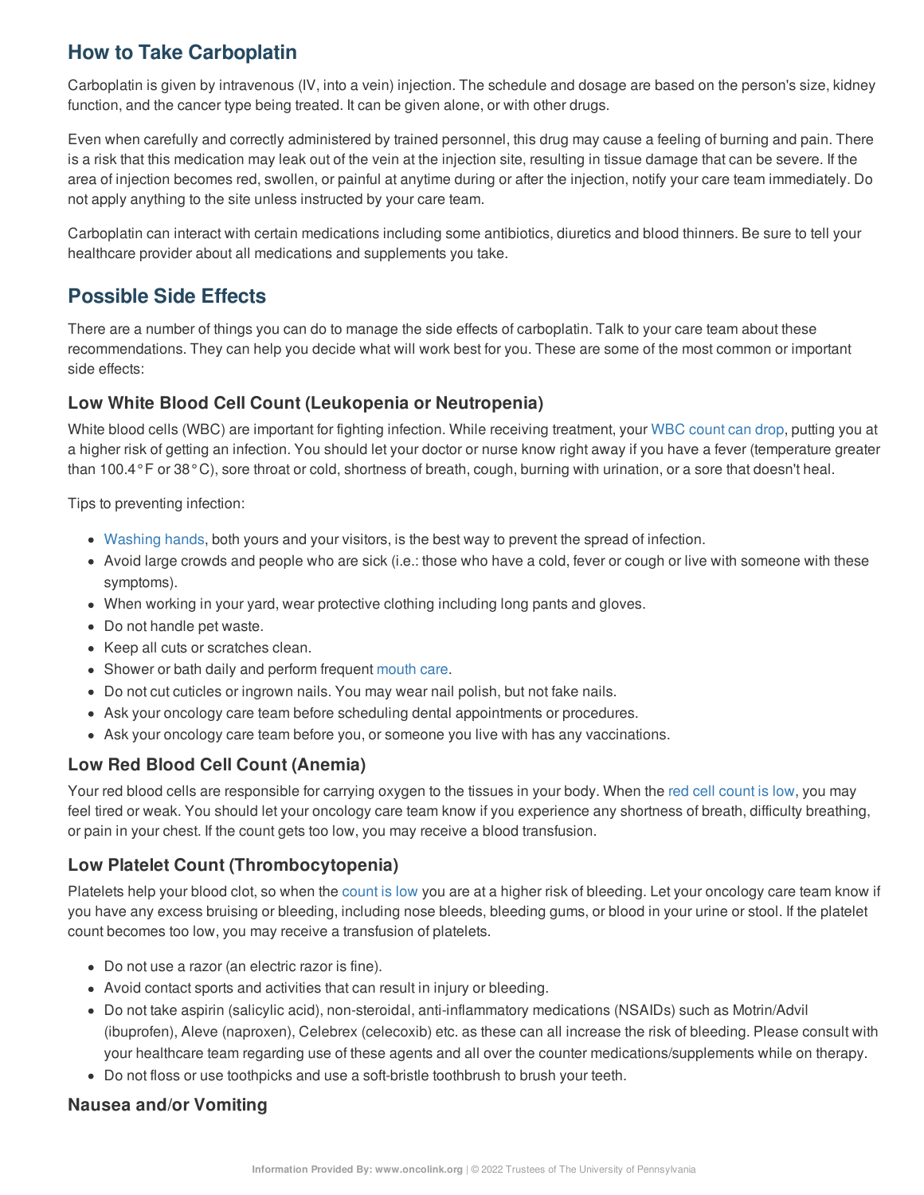## How to Take Carboplatin

Carboplatin is given by intravenous (IV, into a vein) injection. The schedule and dosage are based on the person's size, kidney function, and the cancer type being treated. It can be given alone, or with other drugs.

Even when carefully and correctly administered by trained personnel, this drug may cause a feeling of burning and pain. There is a risk that this medication may leak out of the vein at the injection site, resulting in tissue damage that can be severe. If the area of injection becomes red, swollen, or painful at anytime during or after the injection, notify your care team immediately. Do not apply anything to the site unless instructed by your care team.

Carboplatin can interact with certain medications including some antibiotics, diuretics and blood thinners. Be sure to tell your healthcare provider about all medications and supplements you take.

## Possible Side Effects

There are a number of things you can do to manage the side effects of carboplatin. Talk to your care team about these recommendations. They can help you decide what will work best for you. These are some of the most common or important side effects:

### Low White Blood Cell Count (Leukopenia or Neutropenia)

White blood cells (WBC) are important for fighting infection. While receiving treatment, your WBC count can drop, putting you at a higher risk of getting an infection. You should let your doctor or nurse know right away if you have a fever (temperature greater than 100.4°F or 38°C), sore throat or cold, shortness of breath, cough, burning with urination, or a sore that doesn't heal.

Tips to preventing infection:

- Washing hands, both yours and your visitors, is the best way to prevent the spread of infection.
- Avoid large crowds and people who are sick (i.e.: those who have a cold, fever or cough or live with someone with these symptoms).
- When working in your yard, wear protective clothing including long pants and gloves.
- Do not handle pet waste.
- Keep all cuts or scratches clean.
- Shower or bath daily and perform frequent mouth care.
- Do not cut cuticles or ingrown nails. You may wear nail polish, but not fake nails.
- Ask your oncology care team before scheduling dental appointments or procedures.
- Ask your oncology care team before you, or someone you live with has any vaccinations.

### Low Red Blood Cell Count (Anemia)

Your red blood cells are responsible for carrying oxygen to the tissues in your body. When the red cell count is low, you may feel tired or weak. You should let your oncology care team know if you experience any shortness of breath, difficulty breathing, or pain in your chest. If the count gets too low, you may receive a blood transfusion.

### Low Platelet Count (Thrombocytopenia)

Platelets help your blood clot, so when the count is low you are at a higher risk of bleeding. Let your oncology care team know if you have any excess bruising or bleeding, including nose bleeds, bleeding gums, or blood in your urine or stool. If the platelet count becomes too low, you may receive a transfusion of platelets.

- Do not use a razor (an electric razor is fine).
- Avoid contact sports and activities that can result in injury or bleeding.
- Do not take aspirin (salicylic acid), non-steroidal, anti-inflammatory medications (NSAIDs) such as Motrin/Advil (ibuprofen), Aleve (naproxen), Celebrex (celecoxib) etc. as these can all increase the risk of bleeding. Please consult with your healthcare team regarding use of these agents and all over the counter medications/supplements while on therapy.
- Do not floss or use toothpicks and use a soft-bristle toothbrush to brush your teeth.

### Nausea and/or Vomiting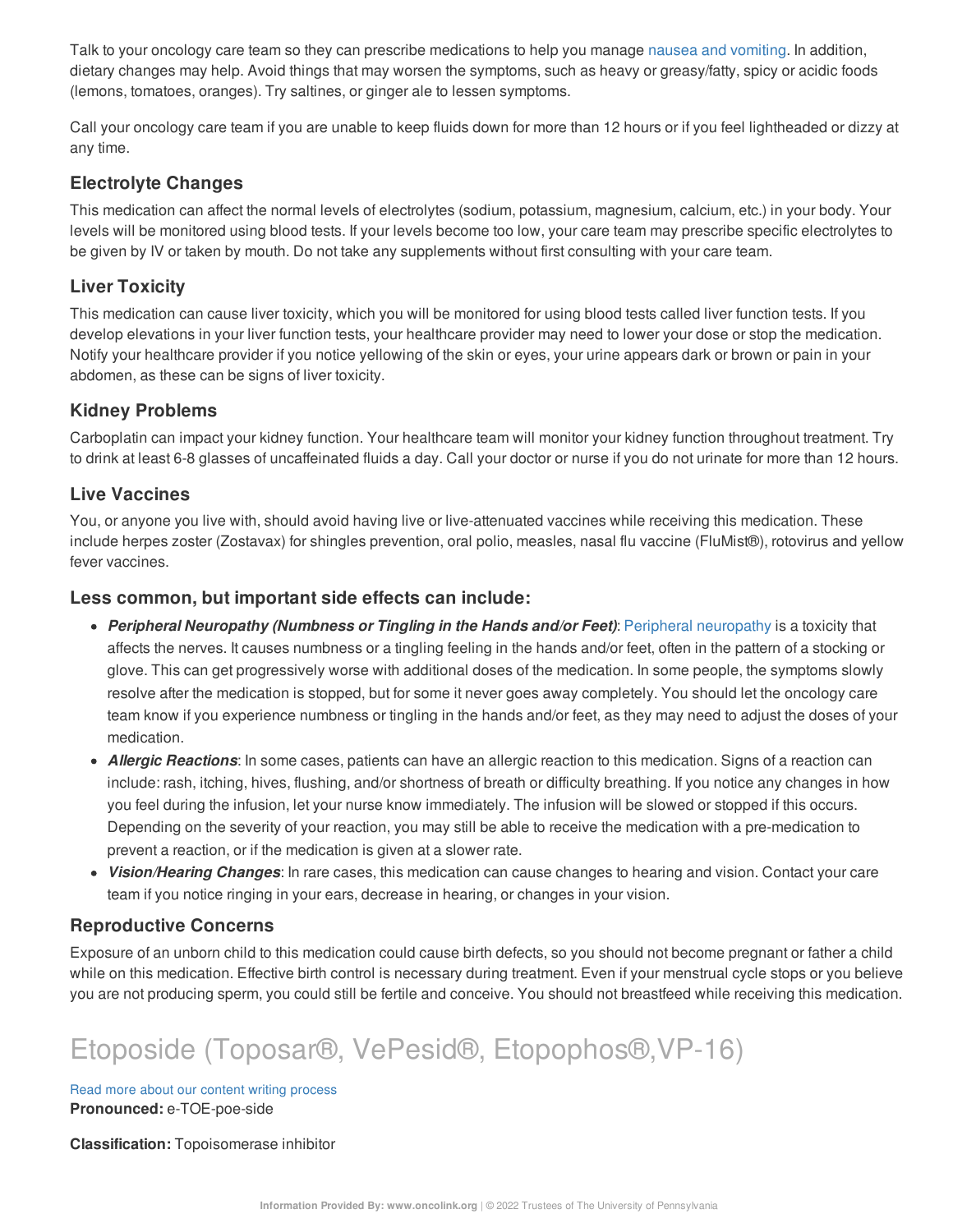Talk to your oncology care team so they can prescribe medications to help you manage nausea and vomiting. In addition, dietary changes may help. Avoid things that may worsen the symptoms, such as heavy or greasy/fatty, spicy or acidic foods (lemons, tomatoes, oranges). Try saltines, or ginger ale to lessen symptoms.

Call your oncology care team if you are unable to keep fluids down for more than 12 hours or if you feel lightheaded or dizzy at any time.

### Electrolyte Changes

This medication can affect the normal levels of electrolytes (sodium, potassium, magnesium, calcium, etc.) in your body. Your levels will be monitored using blood tests. If your levels become too low, your care team may prescribe specific electrolytes to be given by IV or taken by mouth. Do not take any supplements without first consulting with your care team.

### Liver Toxicity

This medication can cause liver toxicity, which you will be monitored for using blood tests called liver function tests. If you develop elevations in your liver function tests, your healthcare provider may need to lower your dose or stop the medication. Notify your healthcare provider if you notice yellowing of the skin or eyes, your urine appears dark or brown or pain in your abdomen, as these can be signs of liver toxicity.

### Kidney Problems

Carboplatin can impact your kidney function. Your healthcare team will monitor your kidney function throughout treatment. Try to drink at least 6-8 glasses of uncaffeinated fluids a day. Call your doctor or nurse if you do not urinate for more than 12 hours.

### Live Vaccines

You, or anyone you live with, should avoid having live or live-attenuated vaccines while receiving this medication. These include herpes zoster (Zostavax) for shingles prevention, oral polio, measles, nasal flu vaccine (FluMist®), rotovirus and yellow fever vaccines.

### Less common, but important side effects can include:

- ***Peripheral Neuropathy (Numbness or Tingling in the Hands and/or Feet)***: Peripheral neuropathy is a toxicity that affects the nerves. It causes numbness or a tingling feeling in the hands and/or feet, often in the pattern of a stocking or glove. This can get progressively worse with additional doses of the medication. In some people, the symptoms slowly resolve after the medication is stopped, but for some it never goes away completely. You should let the oncology care team know if you experience numbness or tingling in the hands and/or feet, as they may need to adjust the doses of your medication.
- ***Allergic Reactions***: In some cases, patients can have an allergic reaction to this medication. Signs of a reaction can include: rash, itching, hives, flushing, and/or shortness of breath or difficulty breathing. If you notice any changes in how you feel during the infusion, let your nurse know immediately. The infusion will be slowed or stopped if this occurs. Depending on the severity of your reaction, you may still be able to receive the medication with a pre-medication to prevent a reaction, or if the medication is given at a slower rate.
- ***Vision/Hearing Changes***: In rare cases, this medication can cause changes to hearing and vision. Contact your care team if you notice ringing in your ears, decrease in hearing, or changes in your vision.

### Reproductive Concerns

Exposure of an unborn child to this medication could cause birth defects, so you should not become pregnant or father a child while on this medication. Effective birth control is necessary during treatment. Even if your menstrual cycle stops or you believe you are not producing sperm, you could still be fertile and conceive. You should not breastfeed while receiving this medication.

# Etoposide (Toposar®, VePesid®, Etopophos®,VP-16)

Read more about our content writing process

**Pronounced:** e-TOE-poe-side

**Classification:** Topoisomerase inhibitor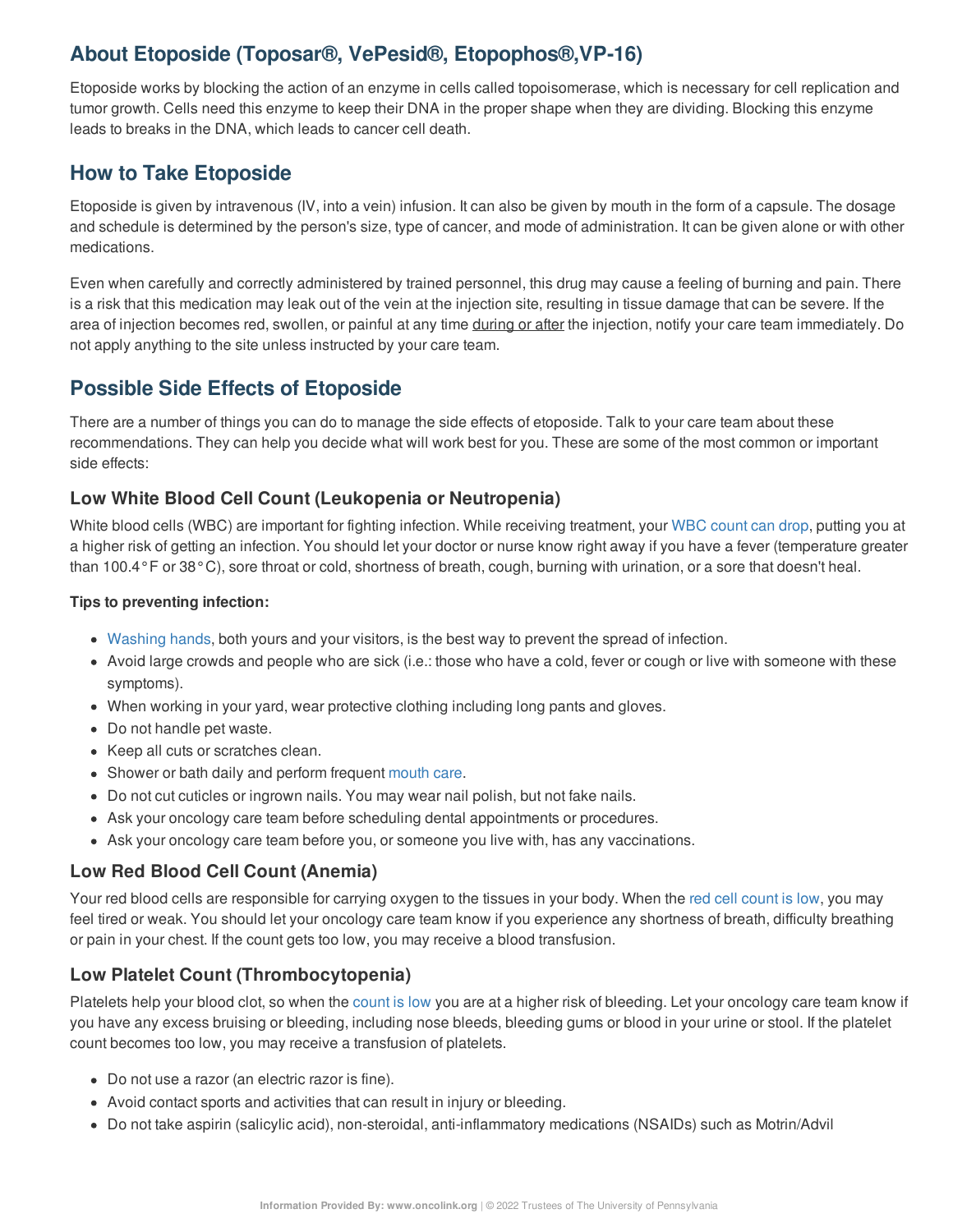## About Etoposide (Toposar®, VePesid®, Etopophos®,VP-16)

Etoposide works by blocking the action of an enzyme in cells called topoisomerase, which is necessary for cell replication and tumor growth. Cells need this enzyme to keep their DNA in the proper shape when they are dividing. Blocking this enzyme leads to breaks in the DNA, which leads to cancer cell death.

## How to Take Etoposide

Etoposide is given by intravenous (IV, into a vein) infusion. It can also be given by mouth in the form of a capsule. The dosage and schedule is determined by the person's size, type of cancer, and mode of administration. It can be given alone or with other medications.

Even when carefully and correctly administered by trained personnel, this drug may cause a feeling of burning and pain. There is a risk that this medication may leak out of the vein at the injection site, resulting in tissue damage that can be severe. If the area of injection becomes red, swollen, or painful at any time during or after the injection, notify your care team immediately. Do not apply anything to the site unless instructed by your care team.

## Possible Side Effects of Etoposide

There are a number of things you can do to manage the side effects of etoposide. Talk to your care team about these recommendations. They can help you decide what will work best for you. These are some of the most common or important side effects:

### Low White Blood Cell Count (Leukopenia or Neutropenia)

White blood cells (WBC) are important for fighting infection. While receiving treatment, your WBC count can drop, putting you at a higher risk of getting an infection. You should let your doctor or nurse know right away if you have a fever (temperature greater than 100.4°F or 38°C), sore throat or cold, shortness of breath, cough, burning with urination, or a sore that doesn't heal.

**Tips to preventing infection:**

- Washing hands, both yours and your visitors, is the best way to prevent the spread of infection.
- Avoid large crowds and people who are sick (i.e.: those who have a cold, fever or cough or live with someone with these symptoms).
- When working in your yard, wear protective clothing including long pants and gloves.
- Do not handle pet waste.
- Keep all cuts or scratches clean.
- Shower or bath daily and perform frequent mouth care.
- Do not cut cuticles or ingrown nails. You may wear nail polish, but not fake nails.
- Ask your oncology care team before scheduling dental appointments or procedures.
- Ask your oncology care team before you, or someone you live with, has any vaccinations.

### Low Red Blood Cell Count (Anemia)

Your red blood cells are responsible for carrying oxygen to the tissues in your body. When the red cell count is low, you may feel tired or weak. You should let your oncology care team know if you experience any shortness of breath, difficulty breathing or pain in your chest. If the count gets too low, you may receive a blood transfusion.

### Low Platelet Count (Thrombocytopenia)

Platelets help your blood clot, so when the count is low you are at a higher risk of bleeding. Let your oncology care team know if you have any excess bruising or bleeding, including nose bleeds, bleeding gums or blood in your urine or stool. If the platelet count becomes too low, you may receive a transfusion of platelets.

- Do not use a razor (an electric razor is fine).
- Avoid contact sports and activities that can result in injury or bleeding.
- Do not take aspirin (salicylic acid), non-steroidal, anti-inflammatory medications (NSAIDs) such as Motrin/Advil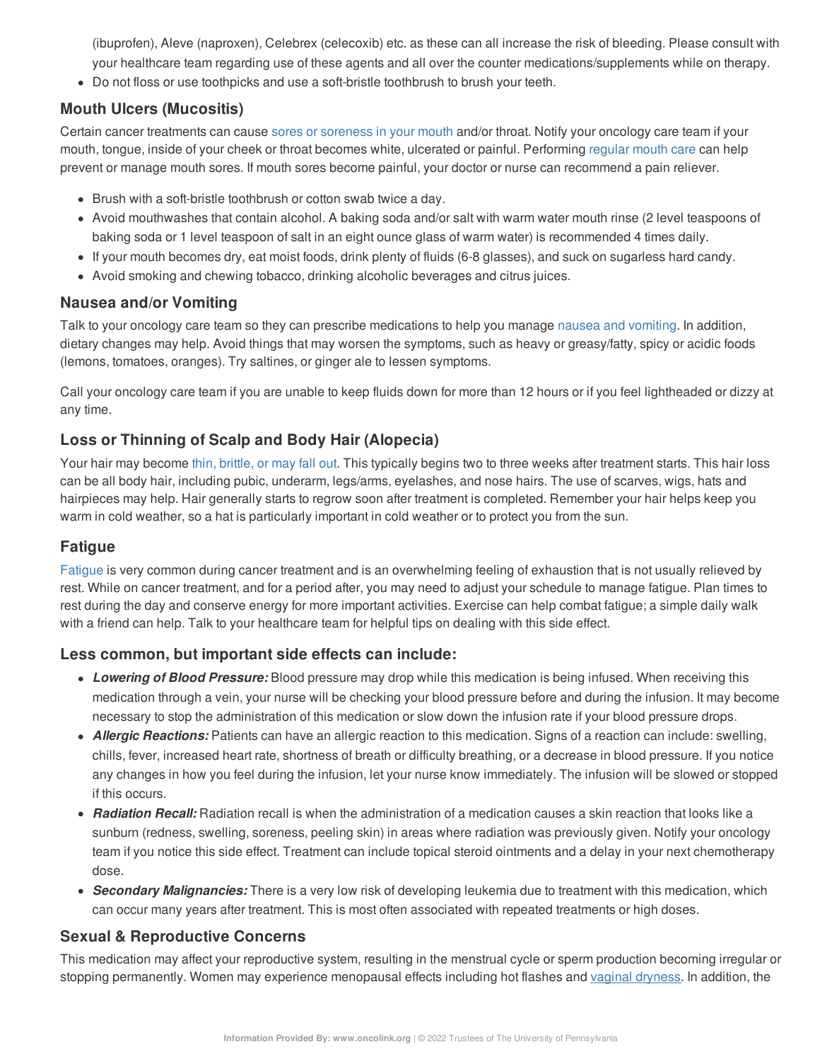(ibuprofen), Aleve (naproxen), Celebrex (celecoxib) etc. as these can all increase the risk of bleeding. Please consult with your healthcare team regarding use of these agents and all over the counter medications/supplements while on therapy.
- Do not floss or use toothpicks and use a soft-bristle toothbrush to brush your teeth.

### Mouth Ulcers (Mucositis)

Certain cancer treatments can cause sores or soreness in your mouth and/or throat. Notify your oncology care team if your mouth, tongue, inside of your cheek or throat becomes white, ulcerated or painful. Performing regular mouth care can help prevent or manage mouth sores. If mouth sores become painful, your doctor or nurse can recommend a pain reliever.

- Brush with a soft-bristle toothbrush or cotton swab twice a day.
- Avoid mouthwashes that contain alcohol. A baking soda and/or salt with warm water mouth rinse (2 level teaspoons of baking soda or 1 level teaspoon of salt in an eight ounce glass of warm water) is recommended 4 times daily.
- If your mouth becomes dry, eat moist foods, drink plenty of fluids (6-8 glasses), and suck on sugarless hard candy.
- Avoid smoking and chewing tobacco, drinking alcoholic beverages and citrus juices.

### Nausea and/or Vomiting

Talk to your oncology care team so they can prescribe medications to help you manage nausea and vomiting. In addition, dietary changes may help. Avoid things that may worsen the symptoms, such as heavy or greasy/fatty, spicy or acidic foods (lemons, tomatoes, oranges). Try saltines, or ginger ale to lessen symptoms.

Call your oncology care team if you are unable to keep fluids down for more than 12 hours or if you feel lightheaded or dizzy at any time.

### Loss or Thinning of Scalp and Body Hair (Alopecia)

Your hair may become thin, brittle, or may fall out. This typically begins two to three weeks after treatment starts. This hair loss can be all body hair, including pubic, underarm, legs/arms, eyelashes, and nose hairs. The use of scarves, wigs, hats and hairpieces may help. Hair generally starts to regrow soon after treatment is completed. Remember your hair helps keep you warm in cold weather, so a hat is particularly important in cold weather or to protect you from the sun.

### Fatigue

Fatigue is very common during cancer treatment and is an overwhelming feeling of exhaustion that is not usually relieved by rest. While on cancer treatment, and for a period after, you may need to adjust your schedule to manage fatigue. Plan times to rest during the day and conserve energy for more important activities. Exercise can help combat fatigue; a simple daily walk with a friend can help. Talk to your healthcare team for helpful tips on dealing with this side effect.

### Less common, but important side effects can include:

- ***Lowering of Blood Pressure:*** Blood pressure may drop while this medication is being infused. When receiving this medication through a vein, your nurse will be checking your blood pressure before and during the infusion. It may become necessary to stop the administration of this medication or slow down the infusion rate if your blood pressure drops.
- ***Allergic Reactions:*** Patients can have an allergic reaction to this medication. Signs of a reaction can include: swelling, chills, fever, increased heart rate, shortness of breath or difficulty breathing, or a decrease in blood pressure. If you notice any changes in how you feel during the infusion, let your nurse know immediately. The infusion will be slowed or stopped if this occurs.
- ***Radiation Recall:*** Radiation recall is when the administration of a medication causes a skin reaction that looks like a sunburn (redness, swelling, soreness, peeling skin) in areas where radiation was previously given. Notify your oncology team if you notice this side effect. Treatment can include topical steroid ointments and a delay in your next chemotherapy dose.
- ***Secondary Malignancies:*** There is a very low risk of developing leukemia due to treatment with this medication, which can occur many years after treatment. This is most often associated with repeated treatments or high doses.

### Sexual & Reproductive Concerns

This medication may affect your reproductive system, resulting in the menstrual cycle or sperm production becoming irregular or stopping permanently. Women may experience menopausal effects including hot flashes and vaginal dryness. In addition, the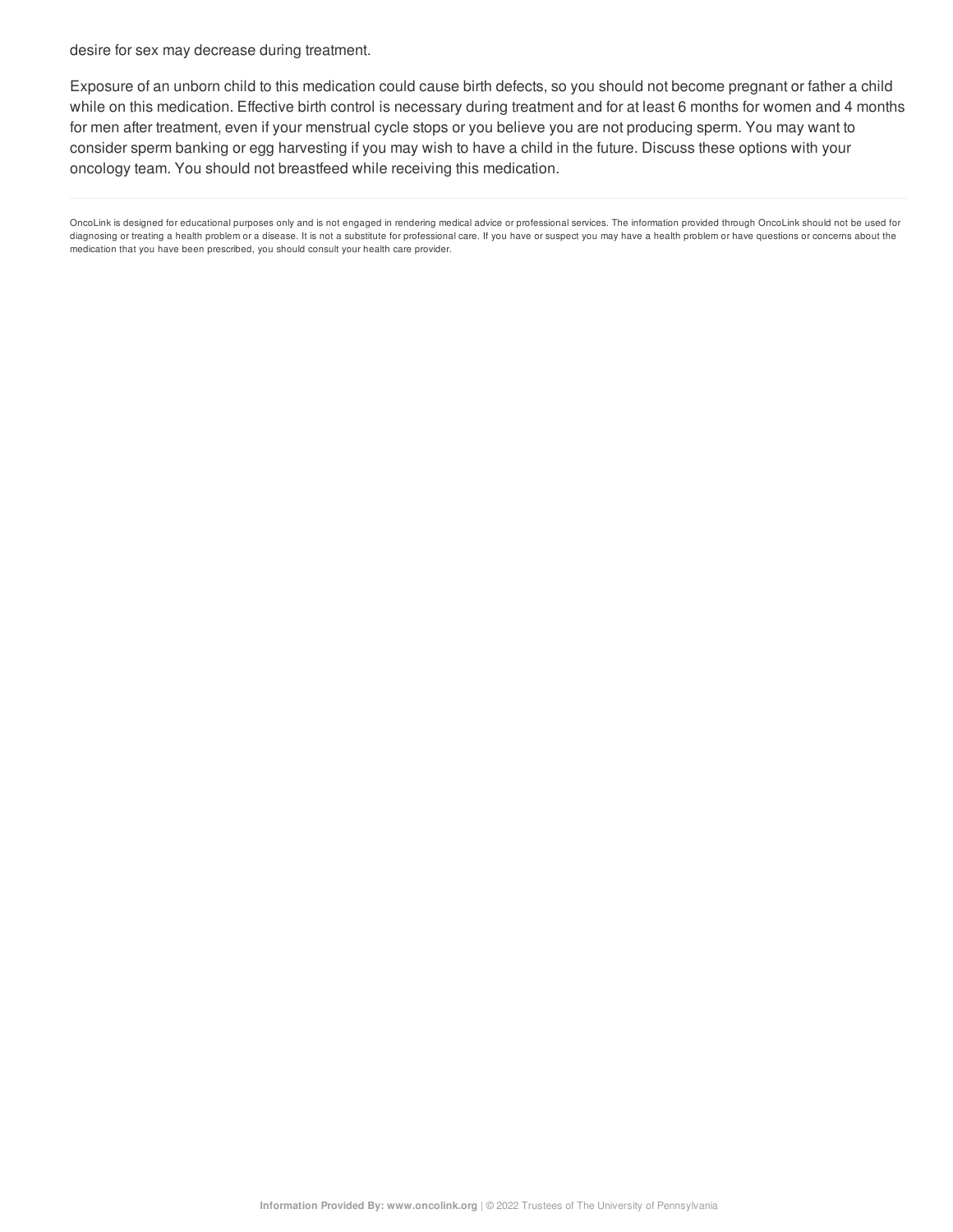desire for sex may decrease during treatment.

Exposure of an unborn child to this medication could cause birth defects, so you should not become pregnant or father a child while on this medication. Effective birth control is necessary during treatment and for at least 6 months for women and 4 months for men after treatment, even if your menstrual cycle stops or you believe you are not producing sperm. You may want to consider sperm banking or egg harvesting if you may wish to have a child in the future. Discuss these options with your oncology team. You should not breastfeed while receiving this medication.

---

OncoLink is designed for educational purposes only and is not engaged in rendering medical advice or professional services. The information provided through OncoLink should not be used for diagnosing or treating a health problem or a disease. It is not a substitute for professional care. If you have or suspect you may have a health problem or have questions or concerns about the medication that you have been prescribed, you should consult your health care provider.